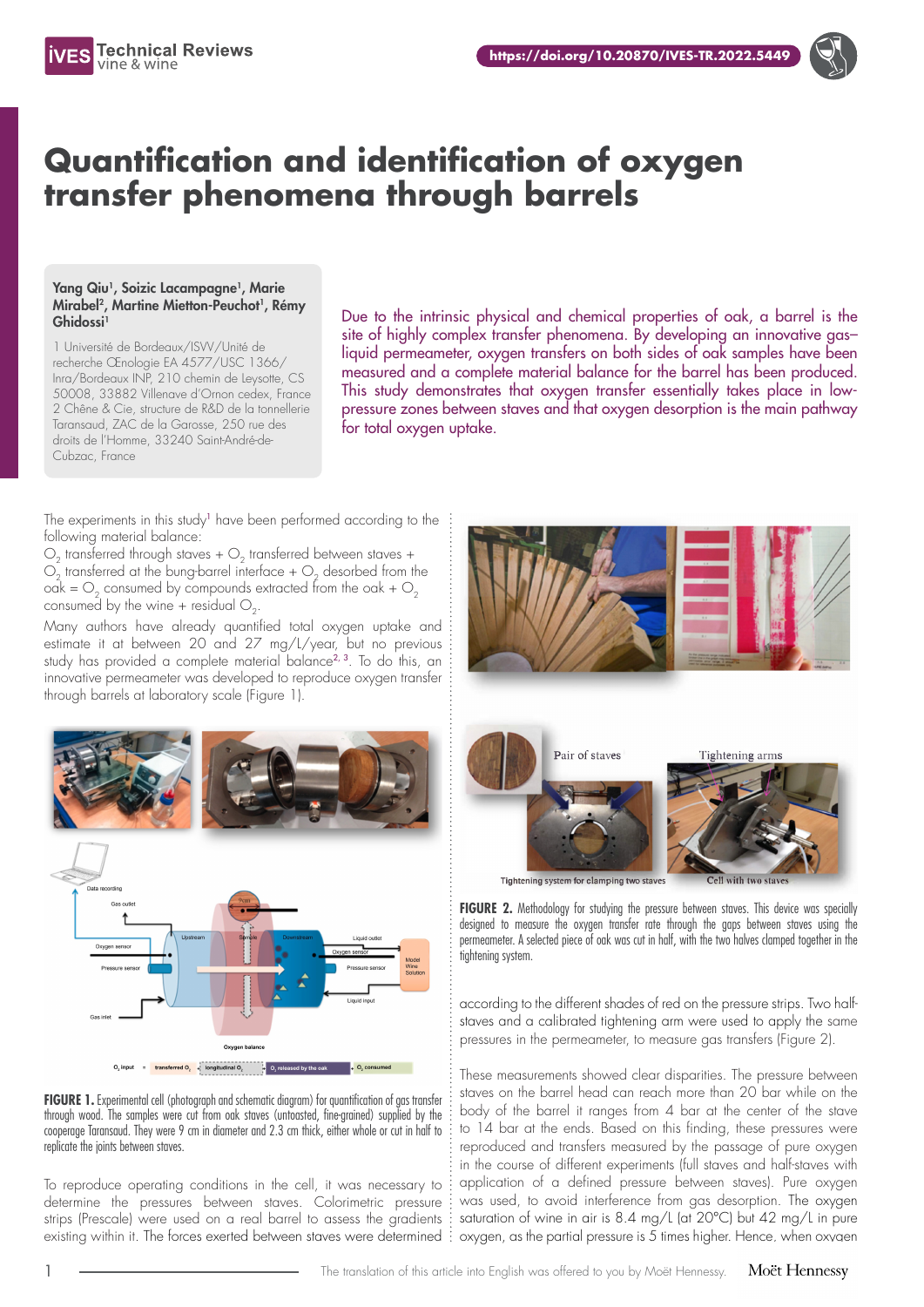# Quantification and identification of oxygen transfer phenomena through barrels

**Yang Qiu[1], Soizic Lacampagne[1], Marie Mirabel[2], Martine Mietton-Peuchot[1], Rémy Ghidossi[1]**

1 Université de Bordeaux/ISVV/Unité de recherche Œnologie EA 4577/USC 1366/ Inra/Bordeaux INP, 210 chemin de Leysotte, CS 50008, 33882 Villenave d'Ornon cedex, France
2 Chêne & Cie, structure de R&D de la tonnellerie Taransaud, ZAC de la Garosse, 250 rue des droits de l'Homme, 33240 Saint-André-de-Cubzac, France

Due to the intrinsic physical and chemical properties of oak, a barrel is the site of highly complex transfer phenomena. By developing an innovative gas–liquid permeameter, oxygen transfers on both sides of oak samples have been measured and a complete material balance for the barrel has been produced. This study demonstrates that oxygen transfer essentially takes place in low-pressure zones between staves and that oxygen desorption is the main pathway for total oxygen uptake.

The experiments in this study[1] have been performed according to the following material balance:

$O_2$ transferred through staves + $O_2$ transferred between staves + $O_2$ transferred at the bung-barrel interface + $O_2$ desorbed from the oak = $O_2$ consumed by compounds extracted from the oak + $O_2$ consumed by the wine + residual $O_2$.

Many authors have already quantified total oxygen uptake and estimate it at between 20 and 27 mg/L/year, but no previous study has provided a complete material balance[2, 3]. To do this, an innovative permeameter was developed to reproduce oxygen transfer through barrels at laboratory scale (Figure 1).

**FIGURE 1.** Experimental cell (photograph and schematic diagram) for quantification of gas transfer through wood. The samples were cut from oak staves (untoasted, fine-grained) supplied by the cooperage Taransaud. They were 9 cm in diameter and 2.3 cm thick, either whole or cut in half to replicate the joints between staves.

To reproduce operating conditions in the cell, it was necessary to determine the pressures between staves. Colorimetric pressure strips (Prescale) were used on a real barrel to assess the gradients existing within it. The forces exerted between staves were determined according to the different shades of red on the pressure strips. Two half-staves and a calibrated tightening arm were used to apply the same pressures in the permeameter, to measure gas transfers (Figure 2).

**FIGURE 2.** Methodology for studying the pressure between staves. This device was specially designed to measure the oxygen transfer rate through the gaps between staves using the permeameter. A selected piece of oak was cut in half, with the two halves clamped together in the tightening system.

These measurements showed clear disparities. The pressure between staves on the barrel head can reach more than 20 bar while on the body of the barrel it ranges from 4 bar at the center of the stave to 14 bar at the ends. Based on this finding, these pressures were reproduced and transfers measured by the passage of pure oxygen in the course of different experiments (full staves and half-staves with application of a defined pressure between staves). Pure oxygen was used, to avoid interference from gas desorption. The oxygen saturation of wine in air is 8.4 mg/L (at 20°C) but 42 mg/L in pure oxygen, as the partial pressure is 5 times higher. Hence, when oxygen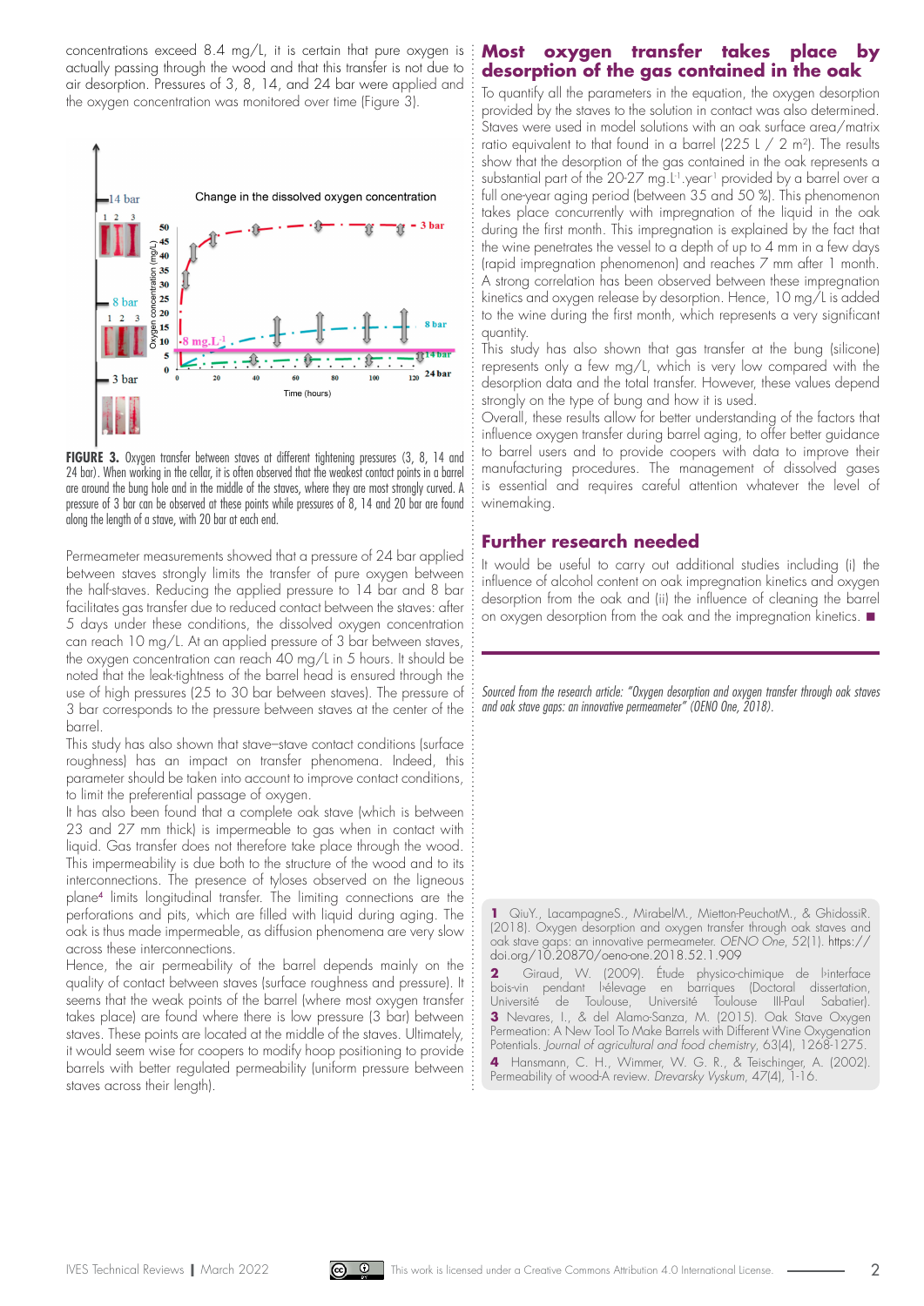concentrations exceed 8.4 mg/L, it is certain that pure oxygen is actually passing through the wood and that this transfer is not due to air desorption. Pressures of 3, 8, 14, and 24 bar were applied and the oxygen concentration was monitored over time (Figure 3).

14 bar
1 2 3
8 bar
1 2 3
3 bar

Change in the dissolved oxygen concentration

Oxygen concentration (mg/L)
50
45
40
35
30
25
20
15
10
5
0

0 20 40 60 80 100 120
Time (hours)

3 bar
8 bar
8 mg.L-1
14 bar
24 bar

**FIGURE 3.** Oxygen transfer between staves at different tightening pressures (3, 8, 14 and 24 bar). When working in the cellar, it is often observed that the weakest contact points in a barrel are around the bung hole and in the middle of the staves, where they are most strongly curved. A pressure of 3 bar can be observed at these points while pressures of 8, 14 and 20 bar are found along the length of a stave, with 20 bar at each end.

Permeameter measurements showed that a pressure of 24 bar applied between staves strongly limits the transfer of pure oxygen between the half-staves. Reducing the applied pressure to 14 bar and 8 bar facilitates gas transfer due to reduced contact between the staves: after 5 days under these conditions, the dissolved oxygen concentration can reach 10 mg/L. At an applied pressure of 3 bar between staves, the oxygen concentration can reach 40 mg/L in 5 hours. It should be noted that the leak-tightness of the barrel head is ensured through the use of high pressures (25 to 30 bar between staves). The pressure of 3 bar corresponds to the pressure between staves at the center of the barrel.

This study has also shown that stave–stave contact conditions (surface roughness) has an impact on transfer phenomena. Indeed, this parameter should be taken into account to improve contact conditions, to limit the preferential passage of oxygen.

It has also been found that a complete oak stave (which is between 23 and 27 mm thick) is impermeable to gas when in contact with liquid. Gas transfer does not therefore take place through the wood. This impermeability is due both to the structure of the wood and to its interconnections. The presence of tyloses observed on the ligneous plane[4] limits longitudinal transfer. The limiting connections are the perforations and pits, which are filled with liquid during aging. The oak is thus made impermeable, as diffusion phenomena are very slow across these interconnections.

Hence, the air permeability of the barrel depends mainly on the quality of contact between staves (surface roughness and pressure). It seems that the weak points of the barrel (where most oxygen transfer takes place) are found where there is low pressure (3 bar) between staves. These points are located at the middle of the staves. Ultimately, it would seem wise for coopers to modify hoop positioning to provide barrels with better regulated permeability (uniform pressure between staves across their length).

## Most oxygen transfer takes place by desorption of the gas contained in the oak

To quantify all the parameters in the equation, the oxygen desorption provided by the staves to the solution in contact was also determined. Staves were used in model solutions with an oak surface area/matrix ratio equivalent to that found in a barrel (225 L / 2 m²). The results show that the desorption of the gas contained in the oak represents a substantial part of the 20-27 mg.L-1.year[1] provided by a barrel over a full one-year aging period (between 35 and 50 %). This phenomenon takes place concurrently with impregnation of the liquid in the oak during the first month. This impregnation is explained by the fact that the wine penetrates the vessel to a depth of up to 4 mm in a few days (rapid impregnation phenomenon) and reaches 7 mm after 1 month. A strong correlation has been observed between these impregnation kinetics and oxygen release by desorption. Hence, 10 mg/L is added to the wine during the first month, which represents a very significant quantity.

This study has also shown that gas transfer at the bung (silicone) represents only a few mg/L, which is very low compared with the desorption data and the total transfer. However, these values depend strongly on the type of bung and how it is used.

Overall, these results allow for better understanding of the factors that influence oxygen transfer during barrel aging, to offer better guidance to barrel users and to provide coopers with data to improve their manufacturing procedures. The management of dissolved gases is essential and requires careful attention whatever the level of winemaking.

## Further research needed

It would be useful to carry out additional studies including (i) the influence of alcohol content on oak impregnation kinetics and oxygen desorption from the oak and (ii) the influence of cleaning the barrel on oxygen desorption from the oak and the impregnation kinetics. ■

*Sourced from the research article: "Oxygen desorption and oxygen transfer through oak staves and oak stave gaps: an innovative permeameter" (OENO One, 2018).*

**1** QiuY., LacampagneS., MirabelM., Mietton-PeuchotM., & GhidossiR. (2018). Oxygen desorption and oxygen transfer through oak staves and oak stave gaps: an innovative permeameter. *OENO One*, 52(1). https://doi.org/10.20870/oeno-one.2018.52.1.909

**2** Giraud, W. (2009). Étude physico-chimique de l›interface bois-vin pendant l›élevage en barriques (Doctoral dissertation, Université de Toulouse, Université Toulouse III-Paul Sabatier).

**3** Nevares, I., & del Alamo-Sanza, M. (2015). Oak Stave Oxygen Permeation: A New Tool To Make Barrels with Different Wine Oxygenation Potentials. *Journal of agricultural and food chemistry*, 63(4), 1268-1275.

**4** Hansmann, C. H., Wimmer, W. G. R., & Teischinger, A. (2002). Permeability of wood-A review. *Drevarsky Vyskum*, 47(4), 1-16.